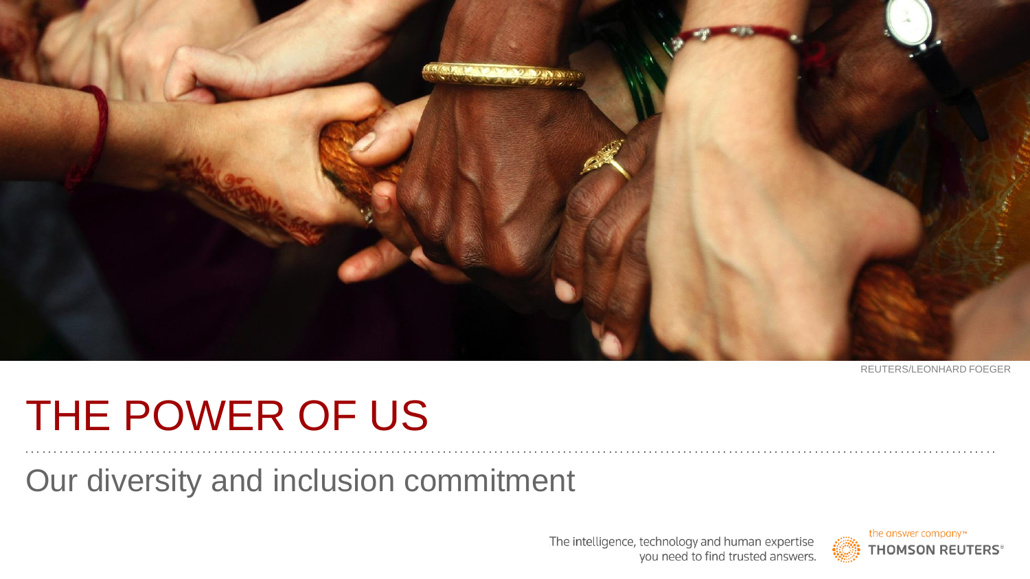REUTERS/LEONHARD FOEGER

# THE POWER OF US

## Our diversity and inclusion commitment

The intelligence, technology and human expertise you need to find trusted answers.

the answer company™

THOMSON REUTERS®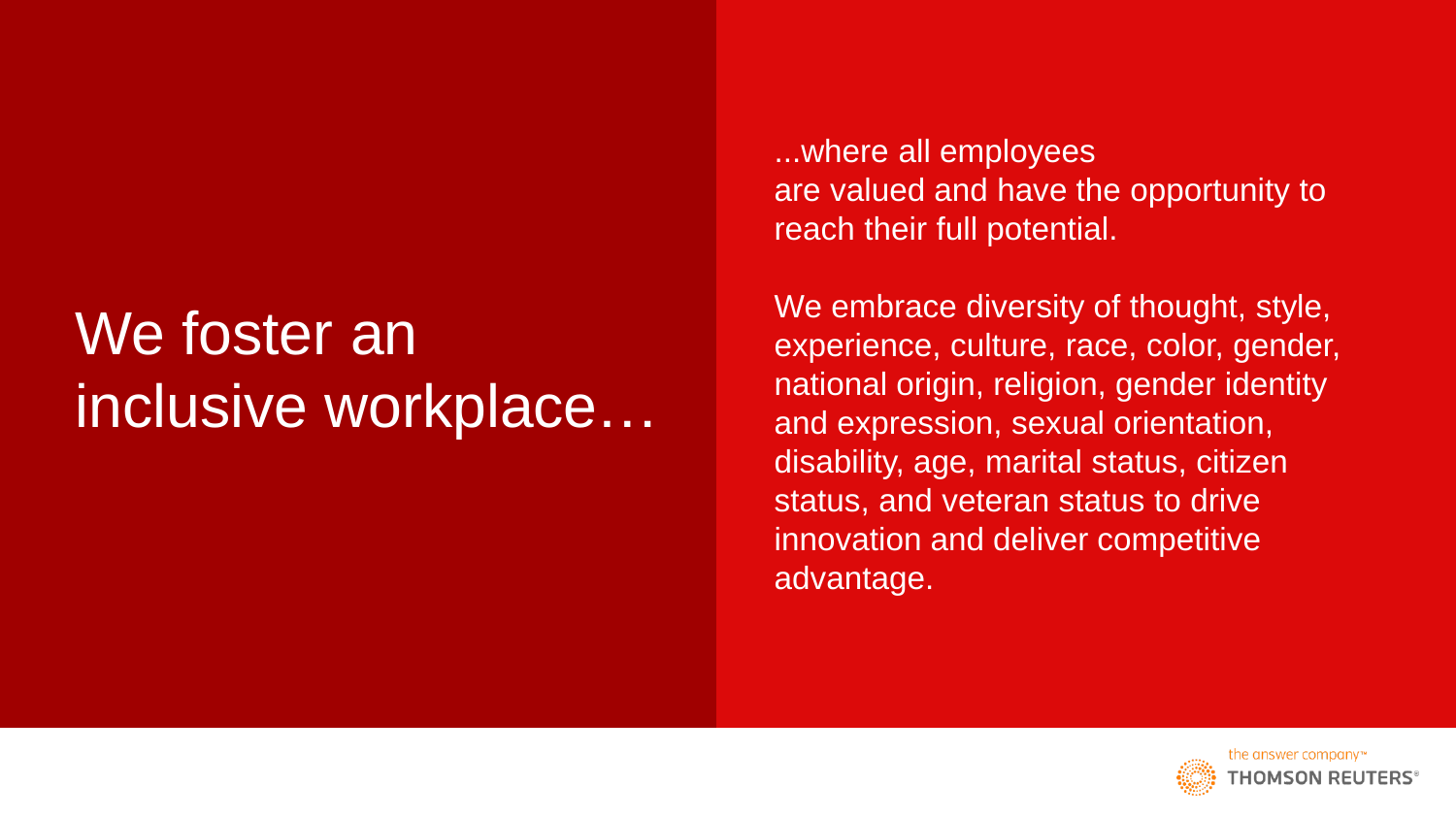# We foster an inclusive workplace…

...where all employees are valued and have the opportunity to reach their full potential.

We embrace diversity of thought, style, experience, culture, race, color, gender, national origin, religion, gender identity and expression, sexual orientation, disability, age, marital status, citizen status, and veteran status to drive innovation and deliver competitive advantage.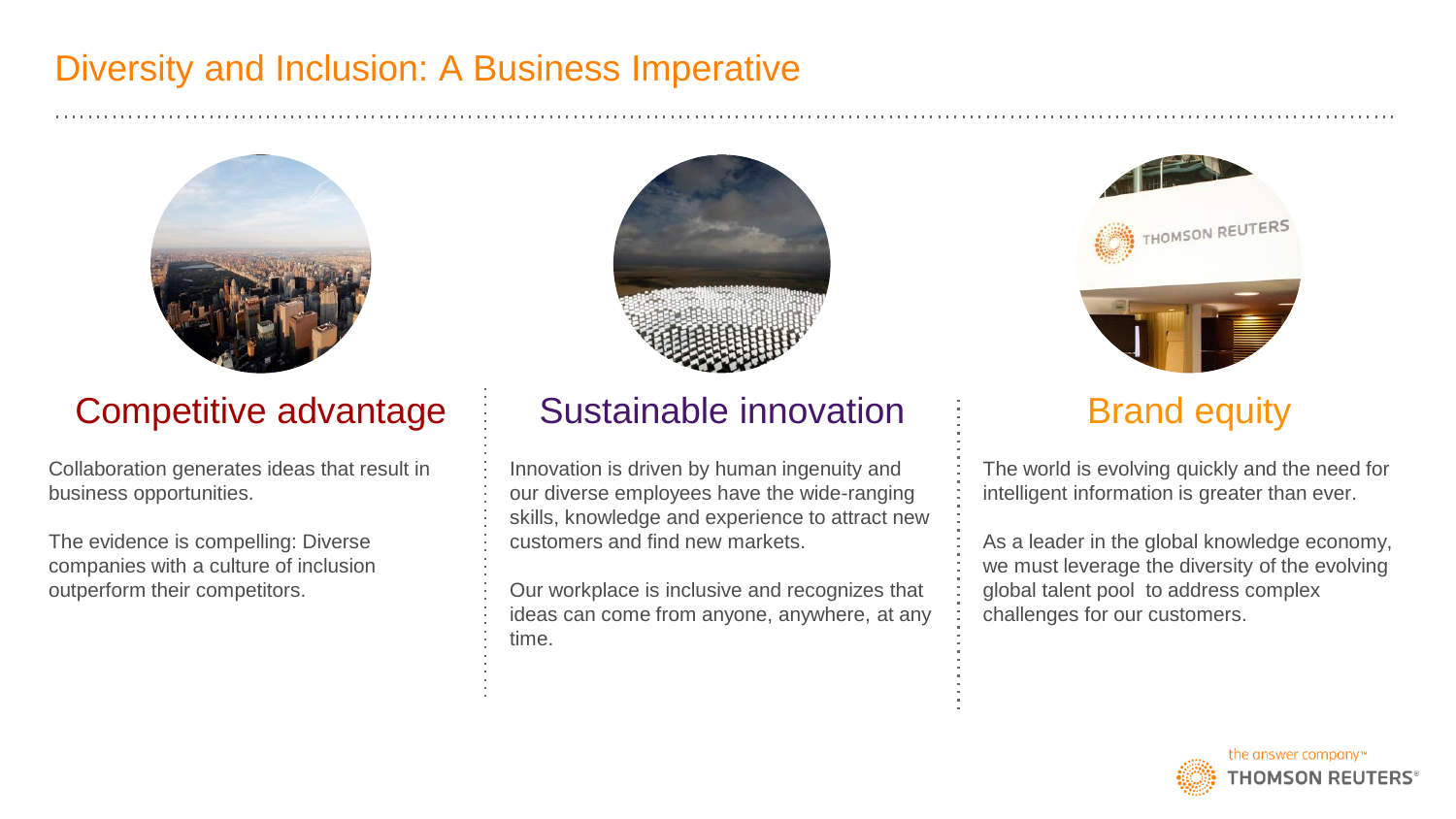# Diversity and Inclusion: A Business Imperative

## Competitive advantage

Collaboration generates ideas that result in business opportunities.

The evidence is compelling: Diverse companies with a culture of inclusion outperform their competitors.

## Sustainable innovation

Innovation is driven by human ingenuity and our diverse employees have the wide-ranging skills, knowledge and experience to attract new customers and find new markets.

Our workplace is inclusive and recognizes that ideas can come from anyone, anywhere, at any time.

## Brand equity

The world is evolving quickly and the need for intelligent information is greater than ever.

As a leader in the global knowledge economy, we must leverage the diversity of the evolving global talent pool to address complex challenges for our customers.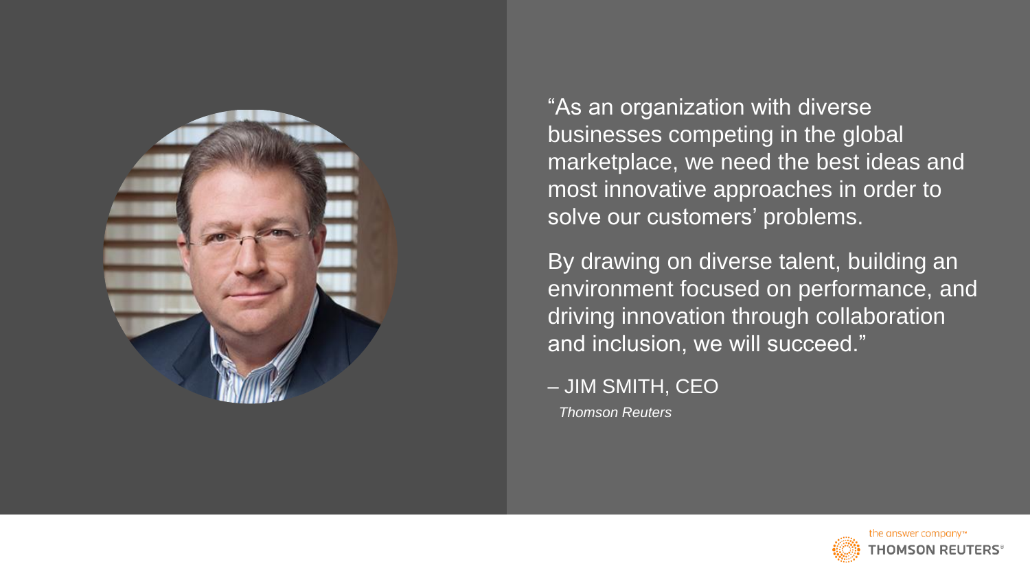"As an organization with diverse businesses competing in the global marketplace, we need the best ideas and most innovative approaches in order to solve our customers' problems.

By drawing on diverse talent, building an environment focused on performance, and driving innovation through collaboration and inclusion, we will succeed."

– JIM SMITH, CEO
*Thomson Reuters*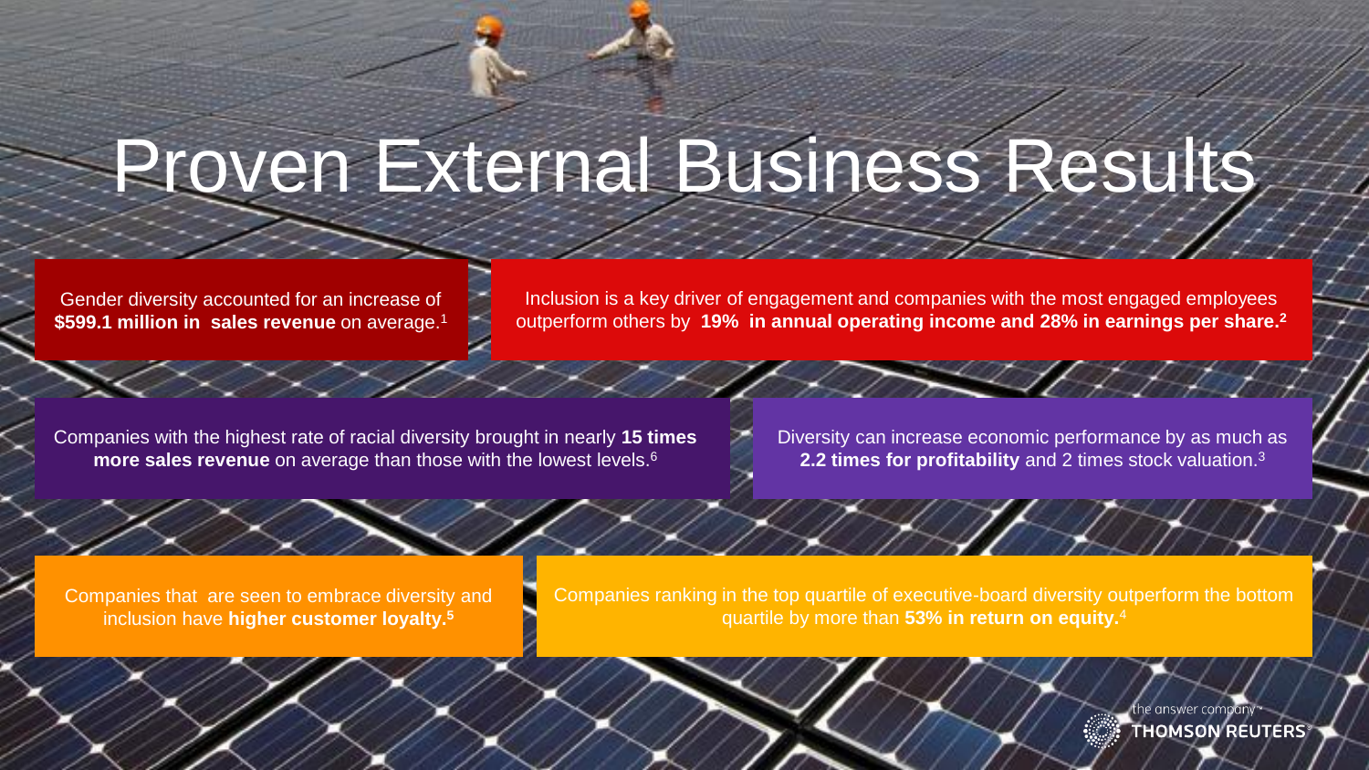# Proven External Business Results

Gender diversity accounted for an increase of **$599.1 million in sales revenue** on average.[1]

Inclusion is a key driver of engagement and companies with the most engaged employees outperform others by **19% in annual operating income and 28% in earnings per share.[2]**

Companies with the highest rate of racial diversity brought in nearly **15 times more sales revenue** on average than those with the lowest levels.[6]

Diversity can increase economic performance by as much as **2.2 times for profitability** and 2 times stock valuation.[3]

Companies that are seen to embrace diversity and inclusion have **higher customer loyalty.[5]**

Companies ranking in the top quartile of executive-board diversity outperform the bottom quartile by more than **53% in return on equity.**[4]

the answer company™ THOMSON REUTERS®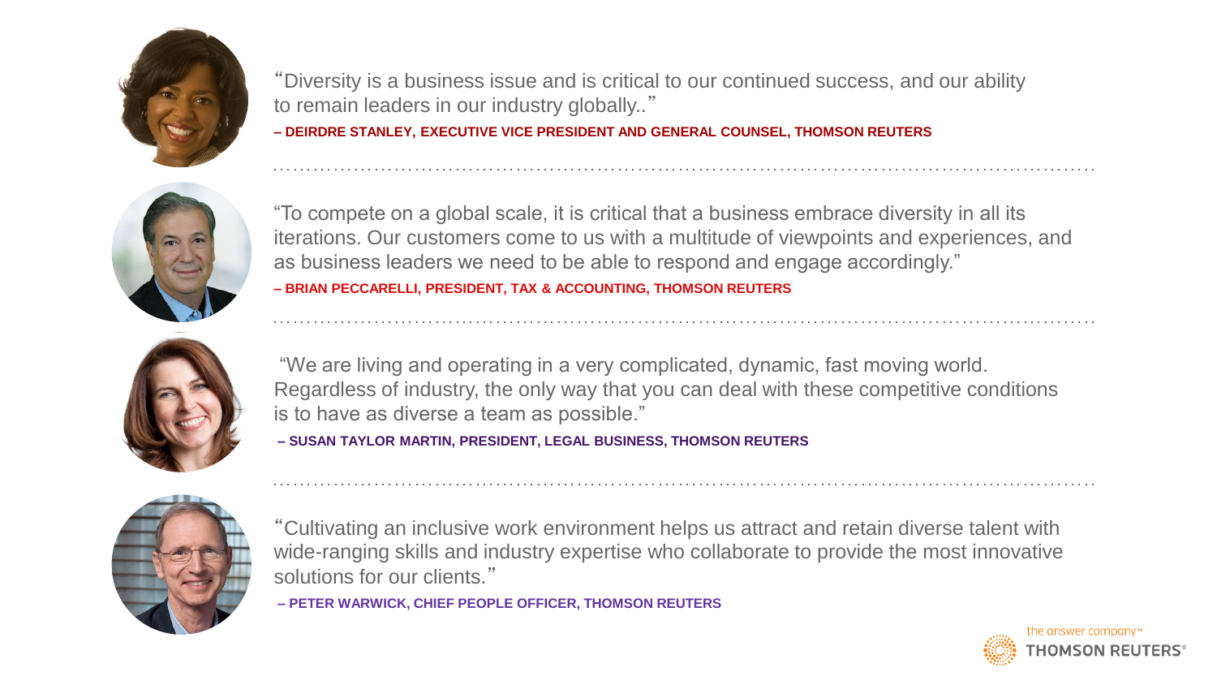"Diversity is a business issue and is critical to our continued success, and our ability to remain leaders in our industry globally.."

**– DEIRDRE STANLEY, EXECUTIVE VICE PRESIDENT AND GENERAL COUNSEL, THOMSON REUTERS**

---

"To compete on a global scale, it is critical that a business embrace diversity in all its iterations. Our customers come to us with a multitude of viewpoints and experiences, and as business leaders we need to be able to respond and engage accordingly."

**– BRIAN PECCARELLI, PRESIDENT, TAX & ACCOUNTING, THOMSON REUTERS**

---

"We are living and operating in a very complicated, dynamic, fast moving world. Regardless of industry, the only way that you can deal with these competitive conditions is to have as diverse a team as possible."

**– SUSAN TAYLOR MARTIN, PRESIDENT, LEGAL BUSINESS, THOMSON REUTERS**

---

"Cultivating an inclusive work environment helps us attract and retain diverse talent with wide-ranging skills and industry expertise who collaborate to provide the most innovative solutions for our clients."

**– PETER WARWICK, CHIEF PEOPLE OFFICER, THOMSON REUTERS**

the answer company™ THOMSON REUTERS®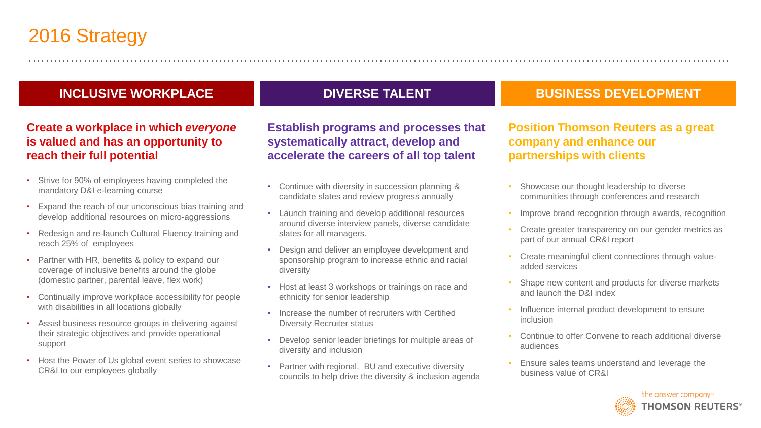# 2016 Strategy

## INCLUSIVE WORKPLACE

**Create a workplace in which *everyone* is valued and has an opportunity to reach their full potential**

- Strive for 90% of employees having completed the mandatory D&I e-learning course
- Expand the reach of our unconscious bias training and develop additional resources on micro-aggressions
- Redesign and re-launch Cultural Fluency training and reach 25% of employees
- Partner with HR, benefits & policy to expand our coverage of inclusive benefits around the globe (domestic partner, parental leave, flex work)
- Continually improve workplace accessibility for people with disabilities in all locations globally
- Assist business resource groups in delivering against their strategic objectives and provide operational support
- Host the Power of Us global event series to showcase CR&I to our employees globally

## DIVERSE TALENT

**Establish programs and processes that systematically attract, develop and accelerate the careers of all top talent**

- Continue with diversity in succession planning & candidate slates and review progress annually
- Launch training and develop additional resources around diverse interview panels, diverse candidate slates for all managers.
- Design and deliver an employee development and sponsorship program to increase ethnic and racial diversity
- Host at least 3 workshops or trainings on race and ethnicity for senior leadership
- Increase the number of recruiters with Certified Diversity Recruiter status
- Develop senior leader briefings for multiple areas of diversity and inclusion
- Partner with regional, BU and executive diversity councils to help drive the diversity & inclusion agenda

## BUSINESS DEVELOPMENT

**Position Thomson Reuters as a great company and enhance our partnerships with clients**

- Showcase our thought leadership to diverse communities through conferences and research
- Improve brand recognition through awards, recognition
- Create greater transparency on our gender metrics as part of our annual CR&I report
- Create meaningful client connections through value-added services
- Shape new content and products for diverse markets and launch the D&I index
- Influence internal product development to ensure inclusion
- Continue to offer Convene to reach additional diverse audiences
- Ensure sales teams understand and leverage the business value of CR&I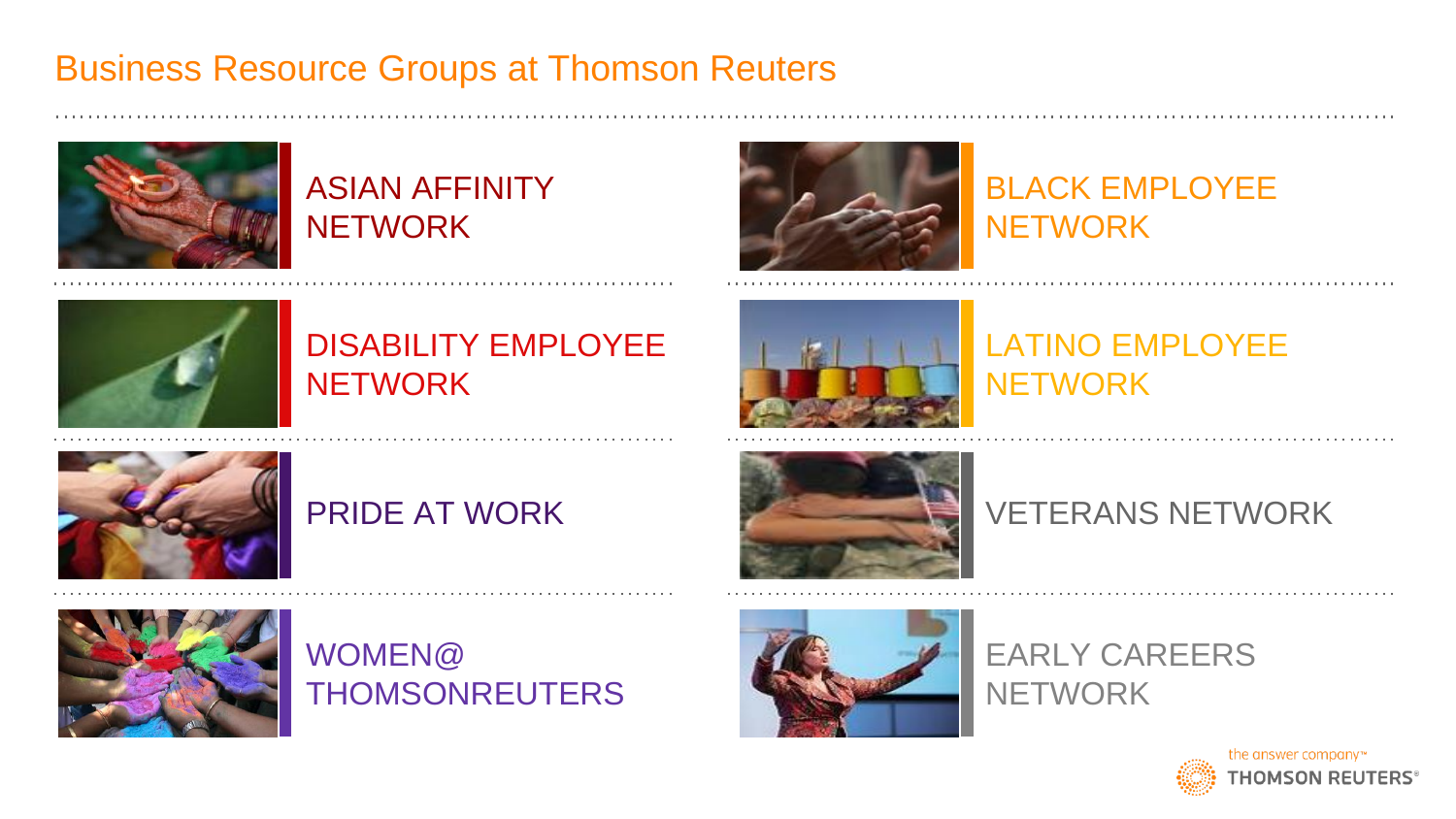# Business Resource Groups at Thomson Reuters

- ASIAN AFFINITY NETWORK
- BLACK EMPLOYEE NETWORK
- DISABILITY EMPLOYEE NETWORK
- LATINO EMPLOYEE NETWORK
- PRIDE AT WORK
- VETERANS NETWORK
- WOMEN@ THOMSONREUTERS
- EARLY CAREERS NETWORK

the answer company™
THOMSON REUTERS®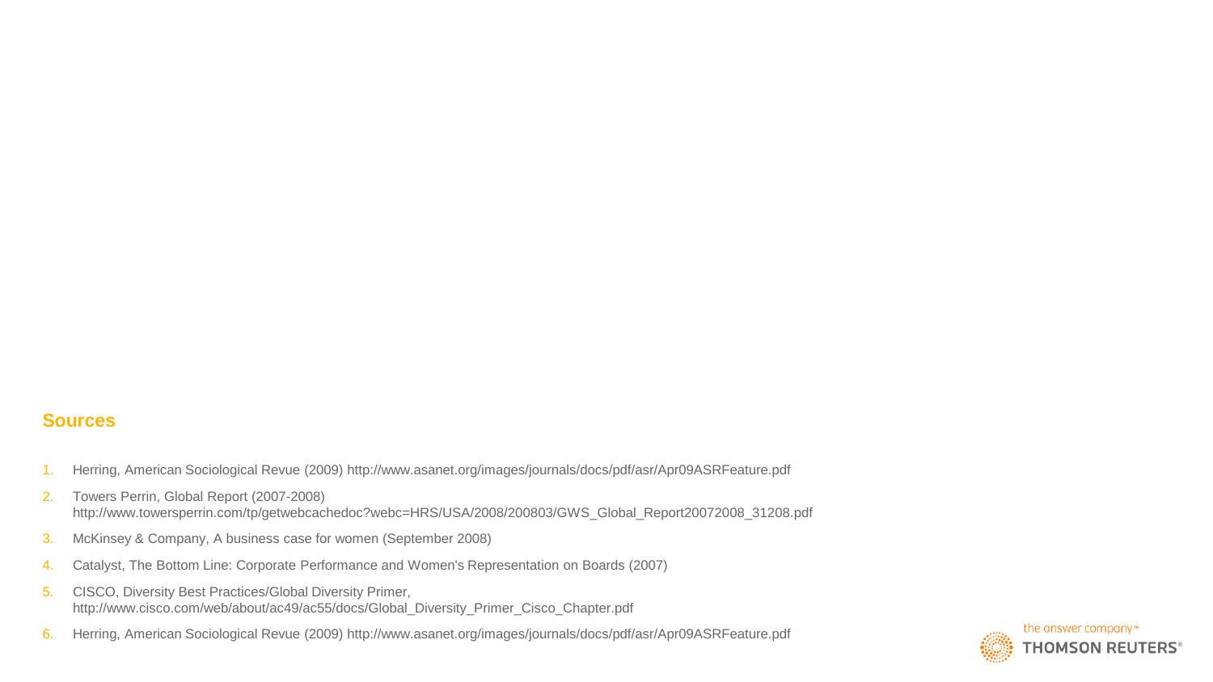## Sources

1. Herring, American Sociological Revue (2009) http://www.asanet.org/images/journals/docs/pdf/asr/Apr09ASRFeature.pdf
2. Towers Perrin, Global Report (2007-2008) http://www.towersperrin.com/tp/getwebcachedoc?webc=HRS/USA/2008/200803/GWS_Global_Report20072008_31208.pdf
3. McKinsey & Company, A business case for women (September 2008)
4. Catalyst, The Bottom Line: Corporate Performance and Women's Representation on Boards (2007)
5. CISCO, Diversity Best Practices/Global Diversity Primer, http://www.cisco.com/web/about/ac49/ac55/docs/Global_Diversity_Primer_Cisco_Chapter.pdf
6. Herring, American Sociological Revue (2009) http://www.asanet.org/images/journals/docs/pdf/asr/Apr09ASRFeature.pdf

the answer company™
THOMSON REUTERS®